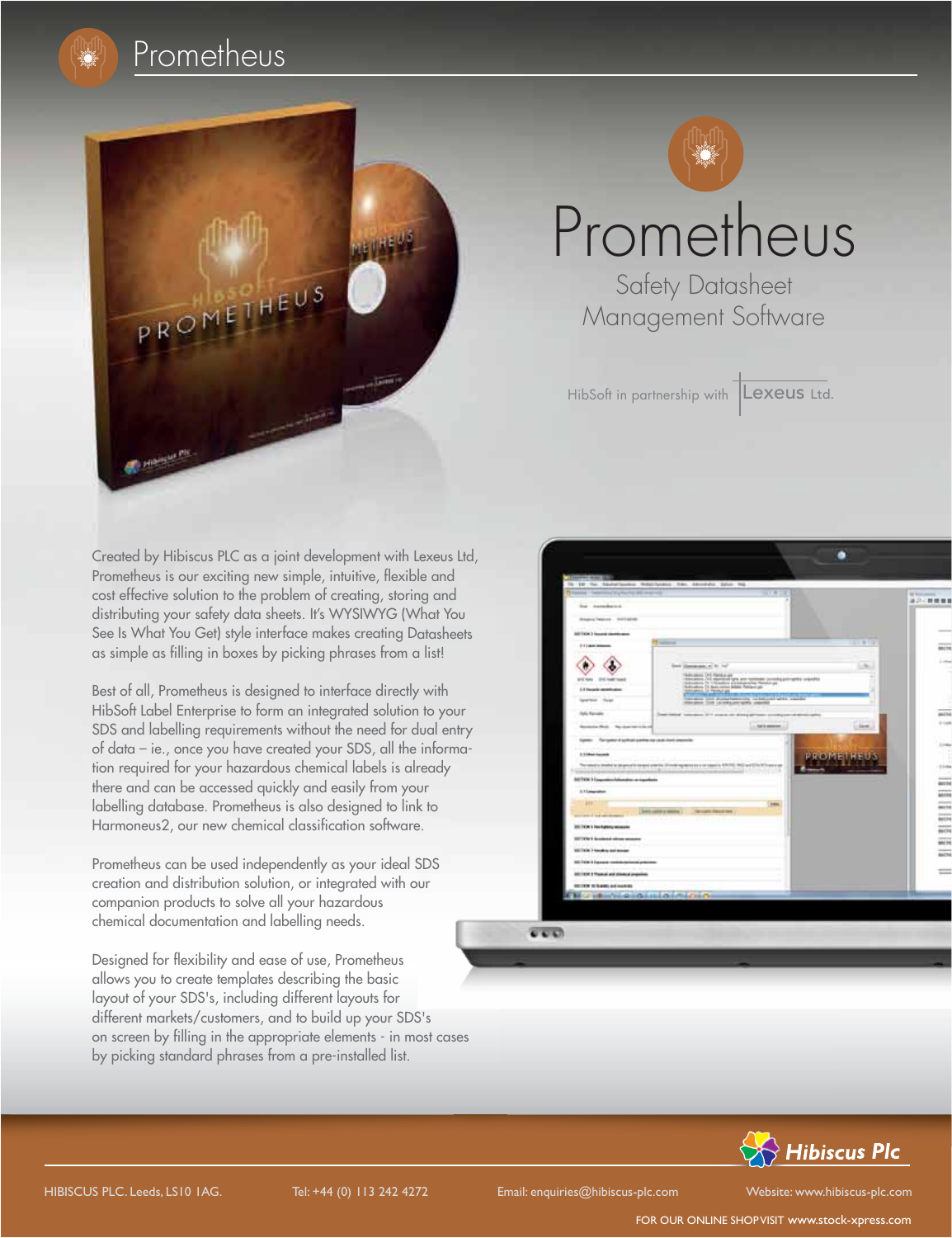# Prometheus

## Safety Datasheet Management Software

HibSoft in partnership with Lexeus Ltd.

Created by Hibiscus PLC as a joint development with Lexeus Ltd, Prometheus is our exciting new simple, intuitive, flexible and cost effective solution to the problem of creating, storing and distributing your safety data sheets. It's WYSIWYG (What You See Is What You Get) style interface makes creating Datasheets as simple as filling in boxes by picking phrases from a list!

Best of all, Prometheus is designed to interface directly with HibSoft Label Enterprise to form an integrated solution to your SDS and labelling requirements without the need for dual entry of data – ie., once you have created your SDS, all the information required for your hazardous chemical labels is already there and can be accessed quickly and easily from your labelling database. Prometheus is also designed to link to Harmoneus2, our new chemical classification software.

Prometheus can be used independently as your ideal SDS creation and distribution solution, or integrated with our companion products to solve all your hazardous chemical documentation and labelling needs.

Designed for flexibility and ease of use, Prometheus allows you to create templates describing the basic layout of your SDS's, including different layouts for different markets/customers, and to build up your SDS's on screen by filling in the appropriate elements - in most cases by picking standard phrases from a pre-installed list.

Hibiscus Plc

HIBISCUS PLC. Leeds, LS10 1AG. Tel: +44 (0) 113 242 4272 Email: enquiries@hibiscus-plc.com Website: www.hibiscus-plc.com

FOR OUR ONLINE SHOP VISIT www.stock-xpress.com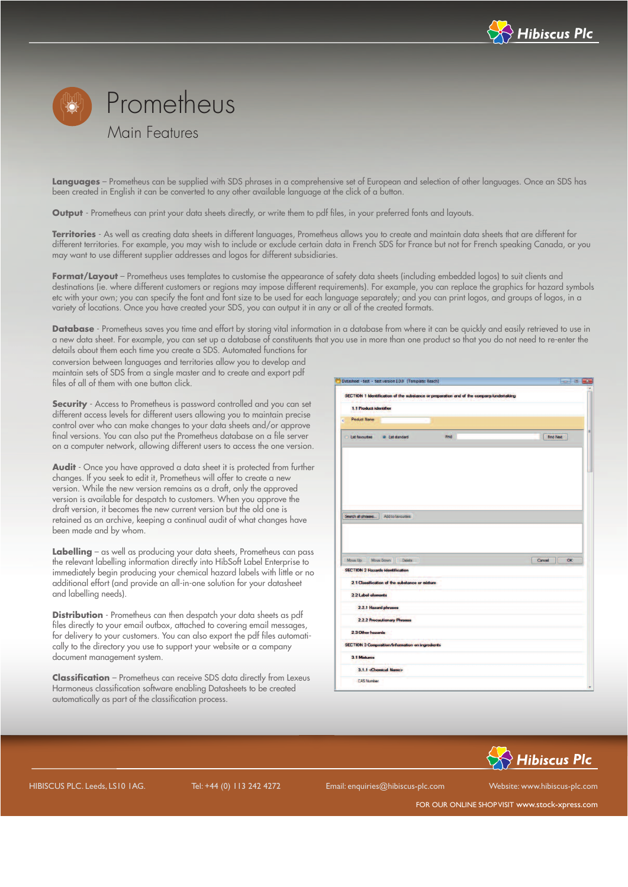# Prometheus

## Main Features

**Languages** – Prometheus can be supplied with SDS phrases in a comprehensive set of European and selection of other languages. Once an SDS has been created in English it can be converted to any other available language at the click of a button.

**Output** - Prometheus can print your data sheets directly, or write them to pdf files, in your preferred fonts and layouts.

**Territories** - As well as creating data sheets in different languages, Prometheus allows you to create and maintain data sheets that are different for different territories. For example, you may wish to include or exclude certain data in French SDS for France but not for French speaking Canada, or you may want to use different supplier addresses and logos for different subsidiaries.

**Format/Layout** – Prometheus uses templates to customise the appearance of safety data sheets (including embedded logos) to suit clients and destinations (ie. where different customers or regions may impose different requirements). For example, you can replace the graphics for hazard symbols etc with your own; you can specify the font and font size to be used for each language separately; and you can print logos, and groups of logos, in a variety of locations. Once you have created your SDS, you can output it in any or all of the created formats.

**Database** - Prometheus saves you time and effort by storing vital information in a database from where it can be quickly and easily retrieved to use in a new data sheet. For example, you can set up a database of constituents that you use in more than one product so that you do not need to re-enter the details about them each time you create a SDS. Automated functions for conversion between languages and territories allow you to develop and maintain sets of SDS from a single master and to create and export pdf files of all of them with one button click.

**Security** - Access to Prometheus is password controlled and you can set different access levels for different users allowing you to maintain precise control over who can make changes to your data sheets and/or approve final versions. You can also put the Prometheus database on a file server on a computer network, allowing different users to access the one version.

**Audit** - Once you have approved a data sheet it is protected from further changes. If you seek to edit it, Prometheus will offer to create a new version. While the new version remains as a draft, only the approved version is available for despatch to customers. When you approve the draft version, it becomes the new current version but the old one is retained as an archive, keeping a continual audit of what changes have been made and by whom.

**Labelling** – as well as producing your data sheets, Prometheus can pass the relevant labelling information directly into HibSoft Label Enterprise to immediately begin producing your chemical hazard labels with little or no additional effort (and provide an all-in-one solution for your datasheet and labelling needs).

**Distribution** - Prometheus can then despatch your data sheets as pdf files directly to your email outbox, attached to covering email messages, for delivery to your customers. You can also export the pdf files automatically to the directory you use to support your website or a company document management system.

**Classification** – Prometheus can receive SDS data directly from Lexeus Harmoneus classification software enabling Datasheets to be created automatically as part of the classification process.

HIBISCUS PLC. Leeds, LS10 1AG.

Tel: +44 (0) 113 242 4272

Email: enquiries@hibiscus-plc.com

Website: www.hibiscus-plc.com

FOR OUR ONLINE SHOP VISIT www.stock-xpress.com